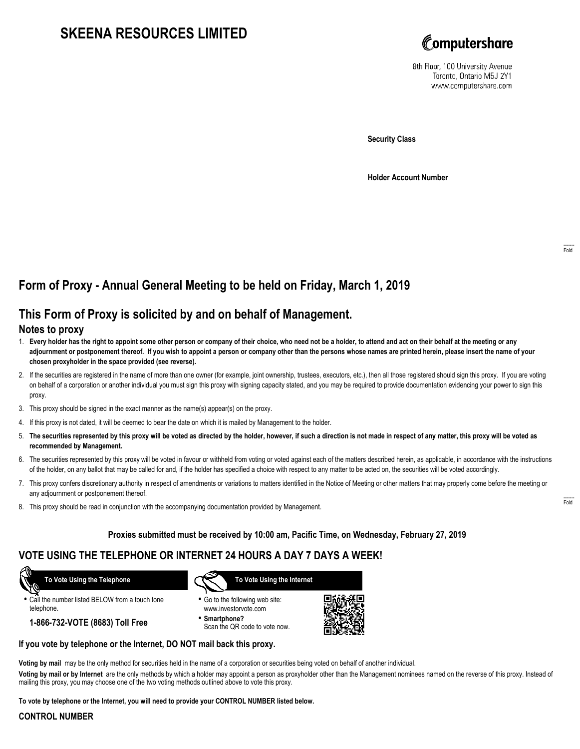# SKEENA RESOURCES LIMITED

Computershare
8th Floor, 100 University Avenue
Toronto, Ontario M5J 2Y1
www.computershare.com

**Security Class**

**Holder Account Number**

## Form of Proxy - Annual General Meeting to be held on Friday, March 1, 2019

## This Form of Proxy is solicited by and on behalf of Management.

### Notes to proxy

1. **Every holder has the right to appoint some other person or company of their choice, who need not be a holder, to attend and act on their behalf at the meeting or any adjournment or postponement thereof. If you wish to appoint a person or company other than the persons whose names are printed herein, please insert the name of your chosen proxyholder in the space provided (see reverse).**
2. If the securities are registered in the name of more than one owner (for example, joint ownership, trustees, executors, etc.), then all those registered should sign this proxy. If you are voting on behalf of a corporation or another individual you must sign this proxy with signing capacity stated, and you may be required to provide documentation evidencing your power to sign this proxy.
3. This proxy should be signed in the exact manner as the name(s) appear(s) on the proxy.
4. If this proxy is not dated, it will be deemed to bear the date on which it is mailed by Management to the holder.
5. **The securities represented by this proxy will be voted as directed by the holder, however, if such a direction is not made in respect of any matter, this proxy will be voted as recommended by Management.**
6. The securities represented by this proxy will be voted in favour or withheld from voting or voted against each of the matters described herein, as applicable, in accordance with the instructions of the holder, on any ballot that may be called for and, if the holder has specified a choice with respect to any matter to be acted on, the securities will be voted accordingly.
7. This proxy confers discretionary authority in respect of amendments or variations to matters identified in the Notice of Meeting or other matters that may properly come before the meeting or any adjournment or postponement thereof.
8. This proxy should be read in conjunction with the accompanying documentation provided by Management.

**Proxies submitted must be received by 10:00 am, Pacific Time, on Wednesday, February 27, 2019**

## VOTE USING THE TELEPHONE OR INTERNET 24 HOURS A DAY 7 DAYS A WEEK!

**To Vote Using the Telephone**

- Call the number listed BELOW from a touch tone telephone.

**1-866-732-VOTE (8683) Toll Free**

**To Vote Using the Internet**

- Go to the following web site: www.investorvote.com
- **Smartphone?** Scan the QR code to vote now.

**If you vote by telephone or the Internet, DO NOT mail back this proxy.**

**Voting by mail** may be the only method for securities held in the name of a corporation or securities being voted on behalf of another individual.

**Voting by mail or by Internet** are the only methods by which a holder may appoint a person as proxyholder other than the Management nominees named on the reverse of this proxy. Instead of mailing this proxy, you may choose one of the two voting methods outlined above to vote this proxy.

**To vote by telephone or the Internet, you will need to provide your CONTROL NUMBER listed below.**

**CONTROL NUMBER**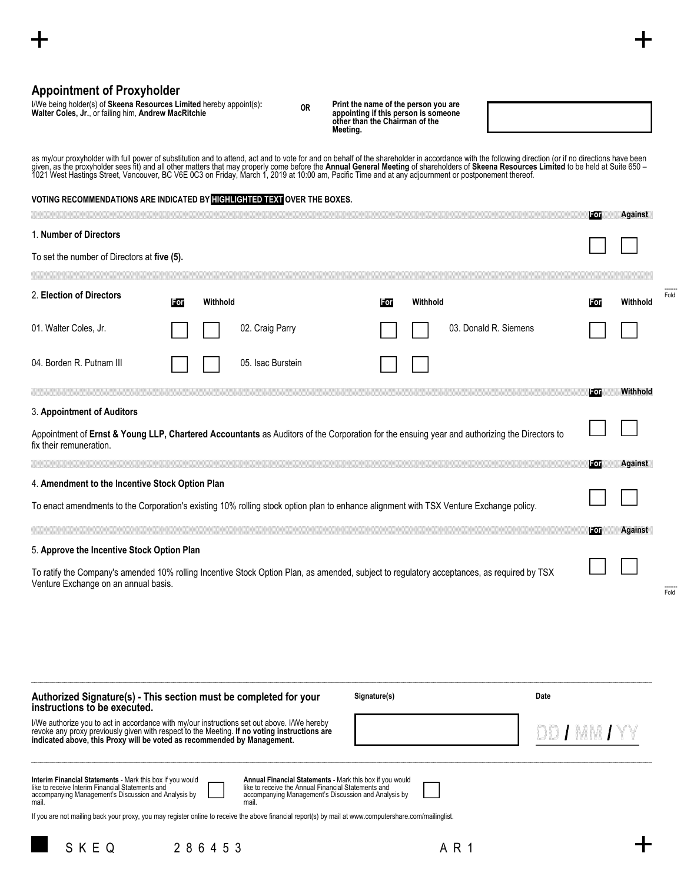## Appointment of Proxyholder

I/We being holder(s) of **Skeena Resources Limited** hereby appoint(s): **Walter Coles, Jr.**, or failing him, **Andrew MacRitchie**

**OR**

**Print the name of the person you are appointing if this person is someone other than the Chairman of the Meeting.**

as my/our proxyholder with full power of substitution and to attend, act and to vote for and on behalf of the shareholder in accordance with the following direction (or if no directions have been given, as the proxyholder sees fit) and all other matters that may properly come before the **Annual General Meeting** of shareholders of **Skeena Resources Limited** to be held at Suite 650 – 1021 West Hastings Street, Vancouver, BC V6E 0C3 on Friday, March 1, 2019 at 10:00 am, Pacific Time and at any adjournment or postponement thereof.

**VOTING RECOMMENDATIONS ARE INDICATED BY HIGHLIGHTED TEXT OVER THE BOXES.**

| | For | Against |
|---|---|---|
| 1. **Number of Directors**<br>To set the number of Directors at **five (5).** | ☐ | ☐ |

2. **Election of Directors**

| | For | Withhold | | For | Withhold | | For | Withhold |
|---|---|---|---|---|---|---|---|---|
| 01. Walter Coles, Jr. | ☐ | ☐ | 02. Craig Parry | ☐ | ☐ | 03. Donald R. Siemens | ☐ | ☐ |
| 04. Borden R. Putnam III | ☐ | ☐ | 05. Isac Burstein | ☐ | ☐ | | | |

| | For | Withhold |
|---|---|---|
| 3. **Appointment of Auditors**<br>Appointment of **Ernst & Young LLP, Chartered Accountants** as Auditors of the Corporation for the ensuing year and authorizing the Directors to fix their remuneration. | ☐ | ☐ |

| | For | Against |
|---|---|---|
| 4. **Amendment to the Incentive Stock Option Plan**<br>To enact amendments to the Corporation's existing 10% rolling stock option plan to enhance alignment with TSX Venture Exchange policy. | ☐ | ☐ |

| | For | Against |
|---|---|---|
| 5. **Approve the Incentive Stock Option Plan**<br>To ratify the Company's amended 10% rolling Incentive Stock Option Plan, as amended, subject to regulatory acceptances, as required by TSX Venture Exchange on an annual basis. | ☐ | ☐ |

### Authorized Signature(s) - This section must be completed for your instructions to be executed.

I/We authorize you to act in accordance with my/our instructions set out above. I/We hereby revoke any proxy previously given with respect to the Meeting. **If no voting instructions are indicated above, this Proxy will be voted as recommended by Management.**

Signature(s)

Date

DD / MM / YY

**Interim Financial Statements** - Mark this box if you would like to receive Interim Financial Statements and accompanying Management's Discussion and Analysis by mail. ☐

**Annual Financial Statements** - Mark this box if you would like to receive the Annual Financial Statements and accompanying Management's Discussion and Analysis by mail. ☐

If you are not mailing back your proxy, you may register online to receive the above financial report(s) by mail at www.computershare.com/mailinglist.

S K E Q 2 8 6 4 5 3 A R 1